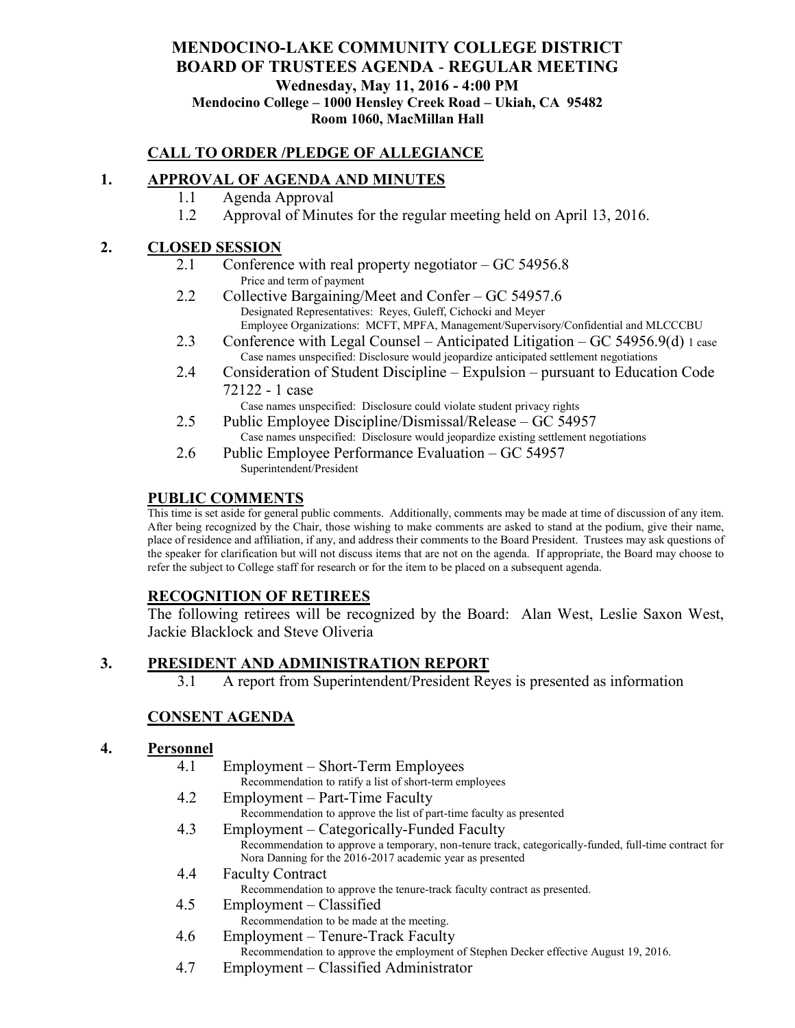# MENDOCINO-LAKE COMMUNITY COLLEGE DISTRICT
# BOARD OF TRUSTEES AGENDA - REGULAR MEETING

**Wednesday, May 11, 2016 - 4:00 PM**
**Mendocino College – 1000 Hensley Creek Road – Ukiah, CA 95482**
**Room 1060, MacMillan Hall**

## CALL TO ORDER /PLEDGE OF ALLEGIANCE

## 1. APPROVAL OF AGENDA AND MINUTES

1.1 Agenda Approval

1.2 Approval of Minutes for the regular meeting held on April 13, 2016.

## 2. CLOSED SESSION

2.1 Conference with real property negotiator – GC 54956.8
Price and term of payment

2.2 Collective Bargaining/Meet and Confer – GC 54957.6
Designated Representatives: Reyes, Guleff, Cichocki and Meyer
Employee Organizations: MCFT, MPFA, Management/Supervisory/Confidential and MLCCCBU

2.3 Conference with Legal Counsel – Anticipated Litigation – GC 54956.9(d) 1 case
Case names unspecified: Disclosure would jeopardize anticipated settlement negotiations

2.4 Consideration of Student Discipline – Expulsion – pursuant to Education Code 72122 - 1 case
Case names unspecified: Disclosure could violate student privacy rights

2.5 Public Employee Discipline/Dismissal/Release – GC 54957
Case names unspecified: Disclosure would jeopardize existing settlement negotiations

2.6 Public Employee Performance Evaluation – GC 54957
Superintendent/President

## PUBLIC COMMENTS

This time is set aside for general public comments. Additionally, comments may be made at time of discussion of any item. After being recognized by the Chair, those wishing to make comments are asked to stand at the podium, give their name, place of residence and affiliation, if any, and address their comments to the Board President. Trustees may ask questions of the speaker for clarification but will not discuss items that are not on the agenda. If appropriate, the Board may choose to refer the subject to College staff for research or for the item to be placed on a subsequent agenda.

## RECOGNITION OF RETIREES

The following retirees will be recognized by the Board: Alan West, Leslie Saxon West, Jackie Blacklock and Steve Oliveria

## 3. PRESIDENT AND ADMINISTRATION REPORT

3.1 A report from Superintendent/President Reyes is presented as information

## CONSENT AGENDA

## 4. Personnel

4.1 Employment – Short-Term Employees
Recommendation to ratify a list of short-term employees

4.2 Employment – Part-Time Faculty
Recommendation to approve the list of part-time faculty as presented

4.3 Employment – Categorically-Funded Faculty
Recommendation to approve a temporary, non-tenure track, categorically-funded, full-time contract for Nora Danning for the 2016-2017 academic year as presented

4.4 Faculty Contract
Recommendation to approve the tenure-track faculty contract as presented.

4.5 Employment – Classified
Recommendation to be made at the meeting.

4.6 Employment – Tenure-Track Faculty
Recommendation to approve the employment of Stephen Decker effective August 19, 2016.

4.7 Employment – Classified Administrator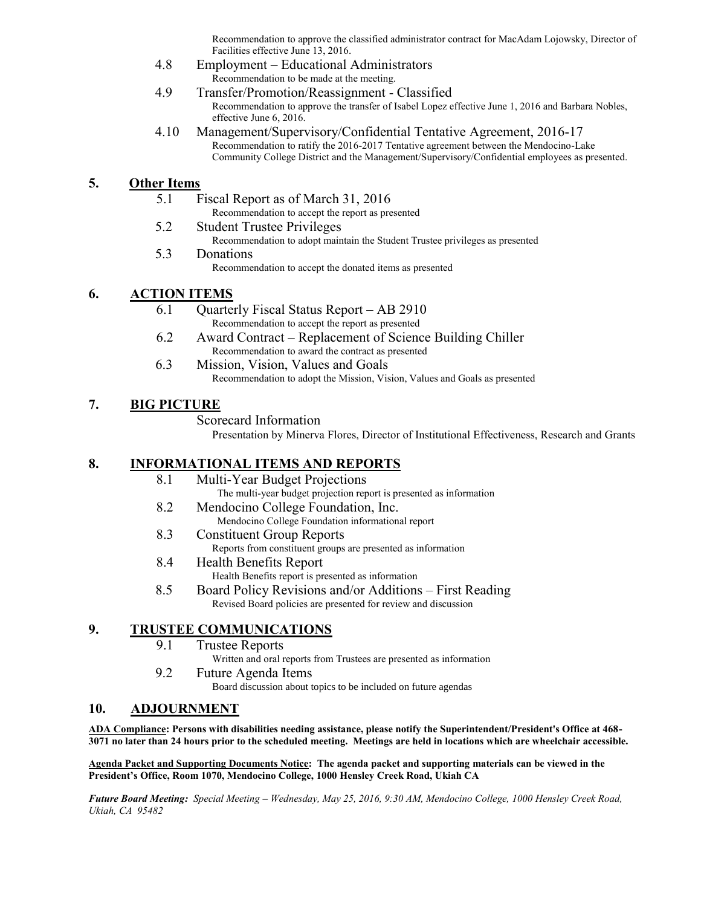Recommendation to approve the classified administrator contract for MacAdam Lojowsky, Director of Facilities effective June 13, 2016.

- 4.8 Employment – Educational Administrators
  Recommendation to be made at the meeting.
- 4.9 Transfer/Promotion/Reassignment - Classified
  Recommendation to approve the transfer of Isabel Lopez effective June 1, 2016 and Barbara Nobles, effective June 6, 2016.
- 4.10 Management/Supervisory/Confidential Tentative Agreement, 2016-17
  Recommendation to ratify the 2016-2017 Tentative agreement between the Mendocino-Lake Community College District and the Management/Supervisory/Confidential employees as presented.

## 5. Other Items

- 5.1 Fiscal Report as of March 31, 2016
  Recommendation to accept the report as presented
- 5.2 Student Trustee Privileges
  Recommendation to adopt maintain the Student Trustee privileges as presented
- 5.3 Donations
  Recommendation to accept the donated items as presented

## 6. ACTION ITEMS

- 6.1 Quarterly Fiscal Status Report – AB 2910
  Recommendation to accept the report as presented
- 6.2 Award Contract – Replacement of Science Building Chiller
  Recommendation to award the contract as presented
- 6.3 Mission, Vision, Values and Goals
  Recommendation to adopt the Mission, Vision, Values and Goals as presented

## 7. BIG PICTURE

Scorecard Information
Presentation by Minerva Flores, Director of Institutional Effectiveness, Research and Grants

## 8. INFORMATIONAL ITEMS AND REPORTS

- 8.1 Multi-Year Budget Projections
  The multi-year budget projection report is presented as information
- 8.2 Mendocino College Foundation, Inc.
  Mendocino College Foundation informational report
- 8.3 Constituent Group Reports
  Reports from constituent groups are presented as information
- 8.4 Health Benefits Report
  Health Benefits report is presented as information
- 8.5 Board Policy Revisions and/or Additions – First Reading
  Revised Board policies are presented for review and discussion

## 9. TRUSTEE COMMUNICATIONS

- 9.1 Trustee Reports
  Written and oral reports from Trustees are presented as information
- 9.2 Future Agenda Items
  Board discussion about topics to be included on future agendas

## 10. ADJOURNMENT

**ADA Compliance: Persons with disabilities needing assistance, please notify the Superintendent/President's Office at 468-3071 no later than 24 hours prior to the scheduled meeting. Meetings are held in locations which are wheelchair accessible.**

**Agenda Packet and Supporting Documents Notice: The agenda packet and supporting materials can be viewed in the President's Office, Room 1070, Mendocino College, 1000 Hensley Creek Road, Ukiah CA**

***Future Board Meeting:*** *Special Meeting – Wednesday, May 25, 2016, 9:30 AM, Mendocino College, 1000 Hensley Creek Road, Ukiah, CA 95482*